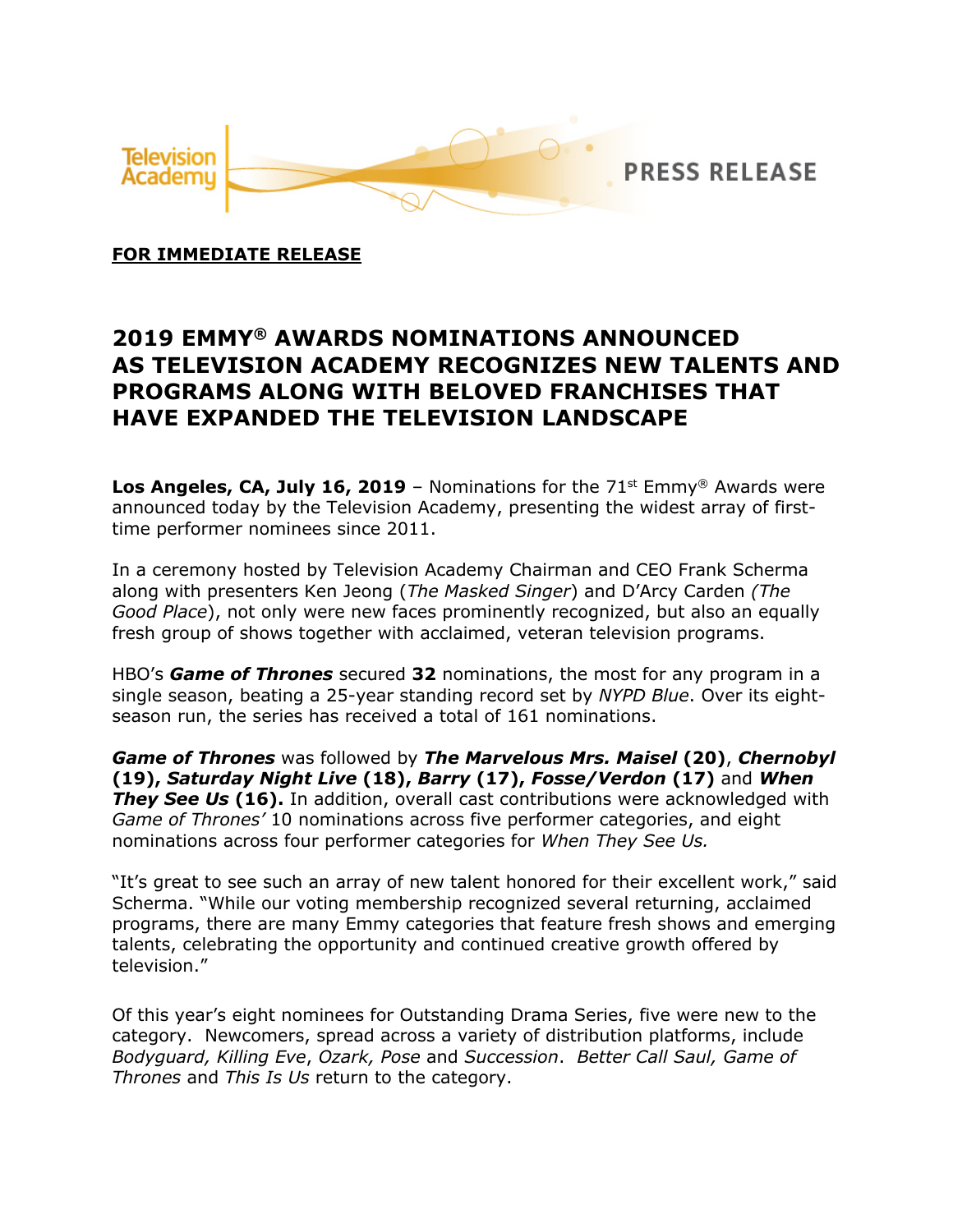Television Academy

PRESS RELEASE

**FOR IMMEDIATE RELEASE**

# 2019 EMMY® AWARDS NOMINATIONS ANNOUNCED AS TELEVISION ACADEMY RECOGNIZES NEW TALENTS AND PROGRAMS ALONG WITH BELOVED FRANCHISES THAT HAVE EXPANDED THE TELEVISION LANDSCAPE

**Los Angeles, CA, July 16, 2019** – Nominations for the 71st Emmy® Awards were announced today by the Television Academy, presenting the widest array of first-time performer nominees since 2011.

In a ceremony hosted by Television Academy Chairman and CEO Frank Scherma along with presenters Ken Jeong (*The Masked Singer*) and D'Arcy Carden *(The Good Place*), not only were new faces prominently recognized, but also an equally fresh group of shows together with acclaimed, veteran television programs.

HBO's ***Game of Thrones*** secured **32** nominations, the most for any program in a single season, beating a 25-year standing record set by *NYPD Blue*. Over its eight-season run, the series has received a total of 161 nominations.

***Game of Thrones*** was followed by ***The Marvelous Mrs. Maisel*** **(20)**, ***Chernobyl*** **(19), *Saturday Night Live*** **(18), *Barry*** **(17), *Fosse/Verdon*** **(17)** and ***When They See Us*** **(16).** In addition, overall cast contributions were acknowledged with *Game of Thrones'* 10 nominations across five performer categories, and eight nominations across four performer categories for *When They See Us.*

"It's great to see such an array of new talent honored for their excellent work," said Scherma. "While our voting membership recognized several returning, acclaimed programs, there are many Emmy categories that feature fresh shows and emerging talents, celebrating the opportunity and continued creative growth offered by television."

Of this year's eight nominees for Outstanding Drama Series, five were new to the category. Newcomers, spread across a variety of distribution platforms, include *Bodyguard, Killing Eve*, *Ozark, Pose* and *Succession*. *Better Call Saul, Game of Thrones* and *This Is Us* return to the category.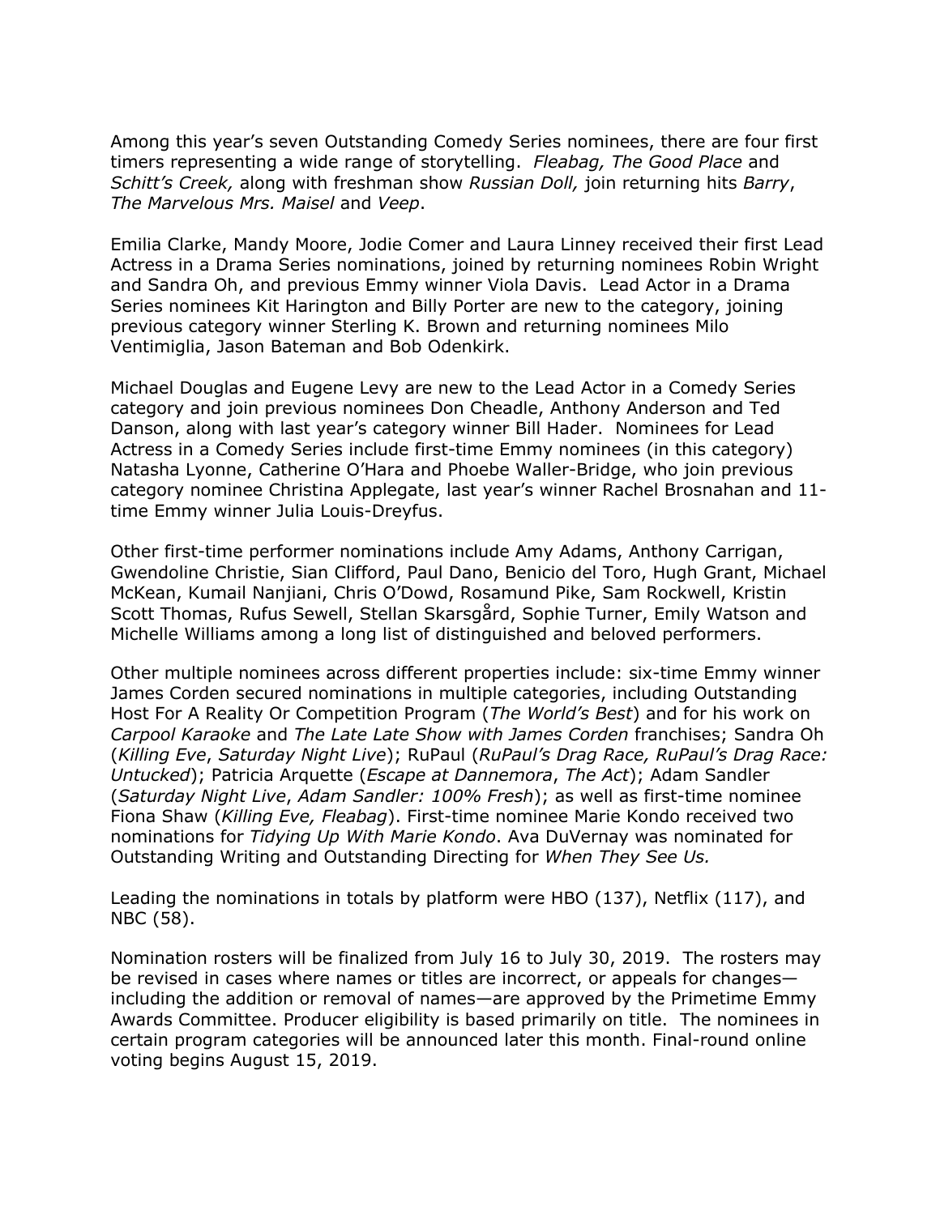Among this year's seven Outstanding Comedy Series nominees, there are four first timers representing a wide range of storytelling. *Fleabag, The Good Place* and *Schitt's Creek,* along with freshman show *Russian Doll,* join returning hits *Barry*, *The Marvelous Mrs. Maisel* and *Veep*.

Emilia Clarke, Mandy Moore, Jodie Comer and Laura Linney received their first Lead Actress in a Drama Series nominations, joined by returning nominees Robin Wright and Sandra Oh, and previous Emmy winner Viola Davis. Lead Actor in a Drama Series nominees Kit Harington and Billy Porter are new to the category, joining previous category winner Sterling K. Brown and returning nominees Milo Ventimiglia, Jason Bateman and Bob Odenkirk.

Michael Douglas and Eugene Levy are new to the Lead Actor in a Comedy Series category and join previous nominees Don Cheadle, Anthony Anderson and Ted Danson, along with last year's category winner Bill Hader. Nominees for Lead Actress in a Comedy Series include first-time Emmy nominees (in this category) Natasha Lyonne, Catherine O'Hara and Phoebe Waller-Bridge, who join previous category nominee Christina Applegate, last year's winner Rachel Brosnahan and 11-time Emmy winner Julia Louis-Dreyfus.

Other first-time performer nominations include Amy Adams, Anthony Carrigan, Gwendoline Christie, Sian Clifford, Paul Dano, Benicio del Toro, Hugh Grant, Michael McKean, Kumail Nanjiani, Chris O'Dowd, Rosamund Pike, Sam Rockwell, Kristin Scott Thomas, Rufus Sewell, Stellan Skarsgård, Sophie Turner, Emily Watson and Michelle Williams among a long list of distinguished and beloved performers.

Other multiple nominees across different properties include: six-time Emmy winner James Corden secured nominations in multiple categories, including Outstanding Host For A Reality Or Competition Program (*The World's Best*) and for his work on *Carpool Karaoke* and *The Late Late Show with James Corden* franchises; Sandra Oh (*Killing Eve*, *Saturday Night Live*); RuPaul (*RuPaul's Drag Race, RuPaul's Drag Race: Untucked*); Patricia Arquette (*Escape at Dannemora*, *The Act*); Adam Sandler (*Saturday Night Live*, *Adam Sandler: 100% Fresh*); as well as first-time nominee Fiona Shaw (*Killing Eve, Fleabag*). First-time nominee Marie Kondo received two nominations for *Tidying Up With Marie Kondo*. Ava DuVernay was nominated for Outstanding Writing and Outstanding Directing for *When They See Us.*

Leading the nominations in totals by platform were HBO (137), Netflix (117), and NBC (58).

Nomination rosters will be finalized from July 16 to July 30, 2019. The rosters may be revised in cases where names or titles are incorrect, or appeals for changes—including the addition or removal of names—are approved by the Primetime Emmy Awards Committee. Producer eligibility is based primarily on title. The nominees in certain program categories will be announced later this month. Final-round online voting begins August 15, 2019.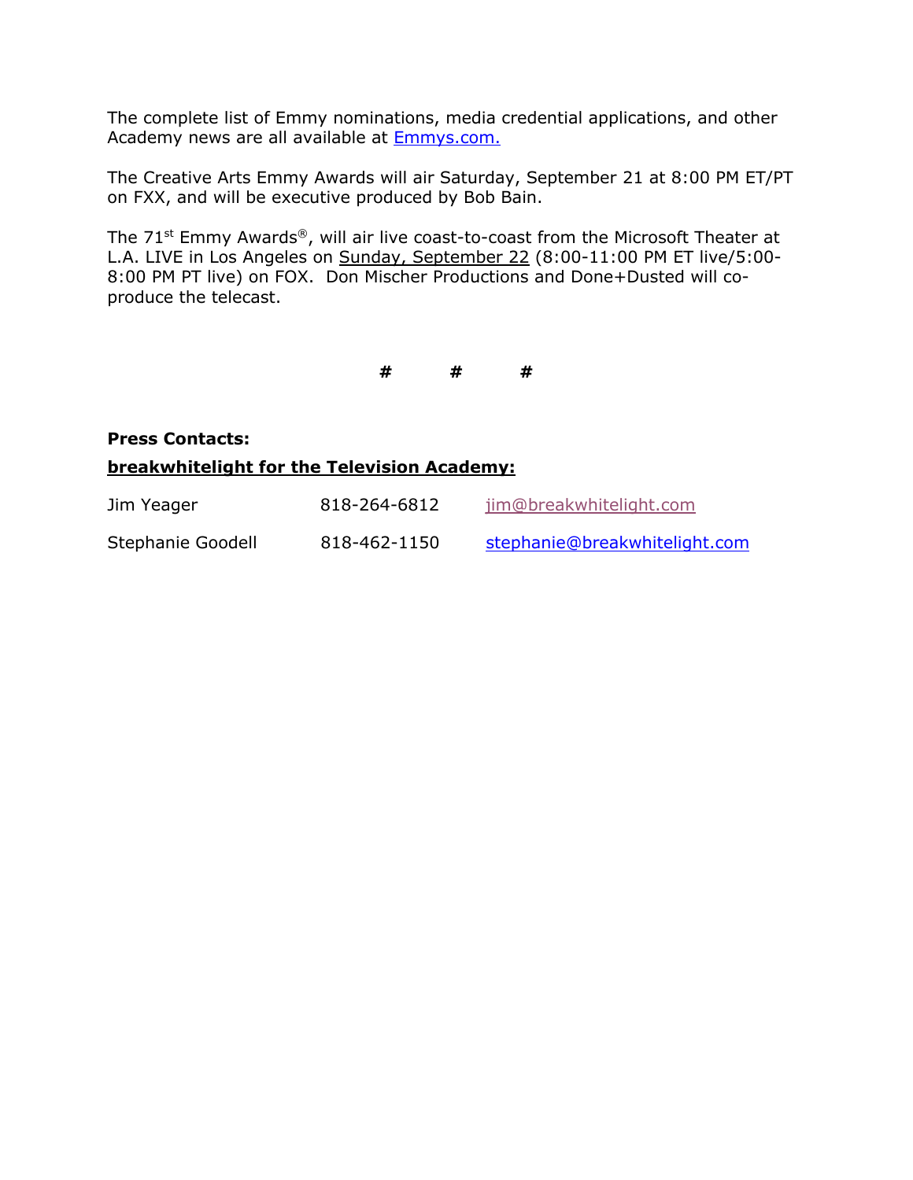The complete list of Emmy nominations, media credential applications, and other Academy news are all available at [Emmys.com.](Emmys.com)

The Creative Arts Emmy Awards will air Saturday, September 21 at 8:00 PM ET/PT on FXX, and will be executive produced by Bob Bain.

The 71st Emmy Awards®, will air live coast-to-coast from the Microsoft Theater at L.A. LIVE in Los Angeles on Sunday, September 22 (8:00-11:00 PM ET live/5:00-8:00 PM PT live) on FOX.  Don Mischer Productions and Done+Dusted will co-produce the telecast.

# # #

**Press Contacts:**

**breakwhitelight for the Television Academy:**

| | | |
|---|---|---|
| Jim Yeager | 818-264-6812 | jim@breakwhitelight.com |
| Stephanie Goodell | 818-462-1150 | stephanie@breakwhitelight.com |